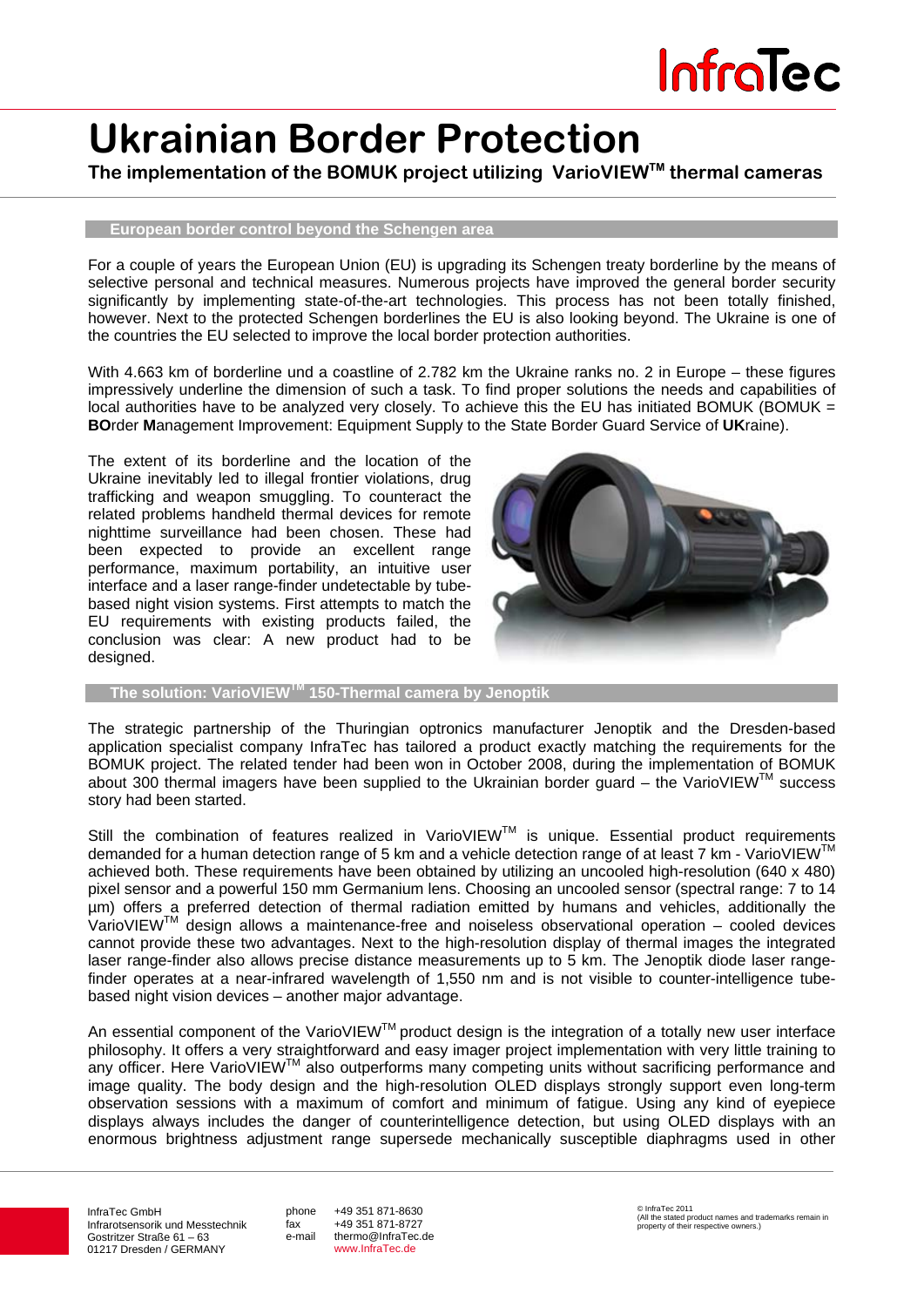# Ukrainian Border Protection

**The implementation of the BOMUK project utilizing VarioVIEW™ thermal cameras**

## European border control beyond the Schengen area

For a couple of years the European Union (EU) is upgrading its Schengen treaty borderline by the means of selective personal and technical measures. Numerous projects have improved the general border security significantly by implementing state-of-the-art technologies. This process has not been totally finished, however. Next to the protected Schengen borderlines the EU is also looking beyond. The Ukraine is one of the countries the EU selected to improve the local border protection authorities.

With 4.663 km of borderline und a coastline of 2.782 km the Ukraine ranks no. 2 in Europe – these figures impressively underline the dimension of such a task. To find proper solutions the needs and capabilities of local authorities have to be analyzed very closely. To achieve this the EU has initiated BOMUK (BOMUK = **BO**rder **M**anagement Improvement: Equipment Supply to the State Border Guard Service of **UK**raine).

The extent of its borderline and the location of the Ukraine inevitably led to illegal frontier violations, drug trafficking and weapon smuggling. To counteract the related problems handheld thermal devices for remote nighttime surveillance had been chosen. These had been expected to provide an excellent range performance, maximum portability, an intuitive user interface and a laser range-finder undetectable by tube-based night vision systems. First attempts to match the EU requirements with existing products failed, the conclusion was clear: A new product had to be designed.

## The solution: VarioVIEW™ 150-Thermal camera by Jenoptik

The strategic partnership of the Thuringian optronics manufacturer Jenoptik and the Dresden-based application specialist company InfraTec has tailored a product exactly matching the requirements for the BOMUK project. The related tender had been won in October 2008, during the implementation of BOMUK about 300 thermal imagers have been supplied to the Ukrainian border guard – the VarioVIEW™ success story had been started.

Still the combination of features realized in VarioVIEW™ is unique. Essential product requirements demanded for a human detection range of 5 km and a vehicle detection range of at least 7 km - VarioVIEW™ achieved both. These requirements have been obtained by utilizing an uncooled high-resolution (640 x 480) pixel sensor and a powerful 150 mm Germanium lens. Choosing an uncooled sensor (spectral range: 7 to 14 µm) offers a preferred detection of thermal radiation emitted by humans and vehicles, additionally the VarioVIEW™ design allows a maintenance-free and noiseless observational operation – cooled devices cannot provide these two advantages. Next to the high-resolution display of thermal images the integrated laser range-finder also allows precise distance measurements up to 5 km. The Jenoptik diode laser range-finder operates at a near-infrared wavelength of 1,550 nm and is not visible to counter-intelligence tube-based night vision devices – another major advantage.

An essential component of the VarioVIEW™ product design is the integration of a totally new user interface philosophy. It offers a very straightforward and easy imager project implementation with very little training to any officer. Here VarioVIEW™ also outperforms many competing units without sacrificing performance and image quality. The body design and the high-resolution OLED displays strongly support even long-term observation sessions with a maximum of comfort and minimum of fatigue. Using any kind of eyepiece displays always includes the danger of counterintelligence detection, but using OLED displays with an enormous brightness adjustment range supersede mechanically susceptible diaphragms used in other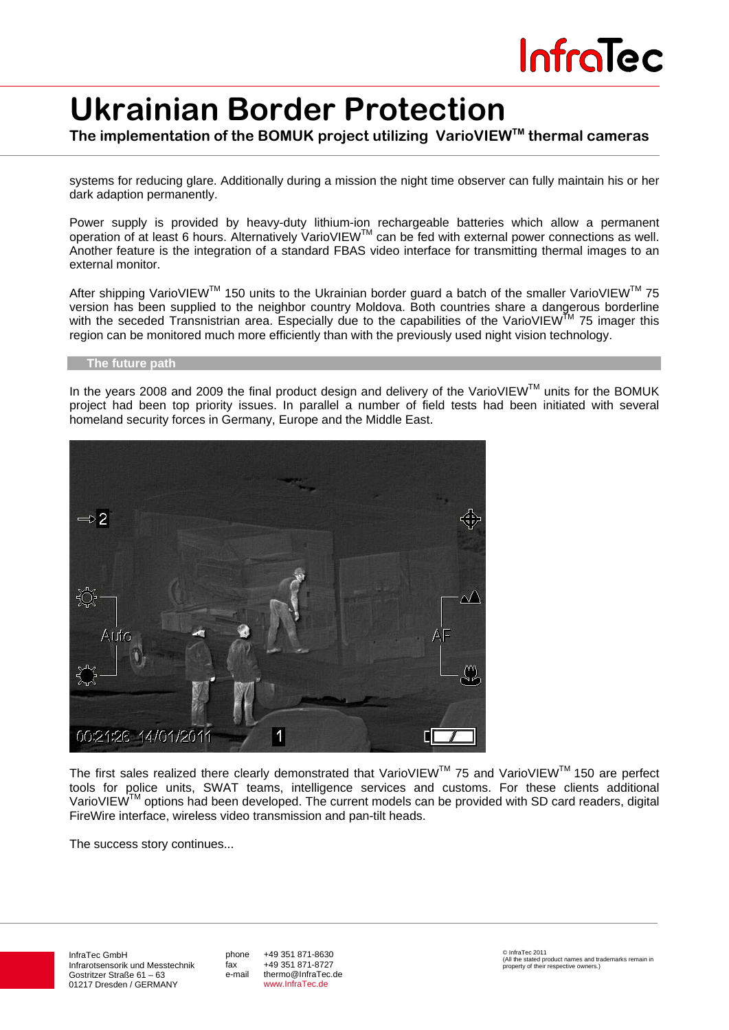systems for reducing glare. Additionally during a mission the night time observer can fully maintain his or her dark adaption permanently.

Power supply is provided by heavy-duty lithium-ion rechargeable batteries which allow a permanent operation of at least 6 hours. Alternatively VarioVIEW™ can be fed with external power connections as well. Another feature is the integration of a standard FBAS video interface for transmitting thermal images to an external monitor.

After shipping VarioVIEW™ 150 units to the Ukrainian border guard a batch of the smaller VarioVIEW™ 75 version has been supplied to the neighbor country Moldova. Both countries share a dangerous borderline with the seceded Transnistrian area. Especially due to the capabilities of the VarioVIEW™ 75 imager this region can be monitored much more efficiently than with the previously used night vision technology.

## The future path

In the years 2008 and 2009 the final product design and delivery of the VarioVIEW™ units for the BOMUK project had been top priority issues. In parallel a number of field tests had been initiated with several homeland security forces in Germany, Europe and the Middle East.

The first sales realized there clearly demonstrated that VarioVIEW™ 75 and VarioVIEW™ 150 are perfect tools for police units, SWAT teams, intelligence services and customs. For these clients additional VarioVIEW™ options had been developed. The current models can be provided with SD card readers, digital FireWire interface, wireless video transmission and pan-tilt heads.

The success story continues...

InfraTec GmbH
Infrarotsensorik und Messtechnik
Gostritzer Straße 61 – 63
01217 Dresden / GERMANY

phone +49 351 871-8630
fax +49 351 871-8727
e-mail thermo@InfraTec.de
www.InfraTec.de

© InfraTec 2011
(All the stated product names and trademarks remain in property of their respective owners.)